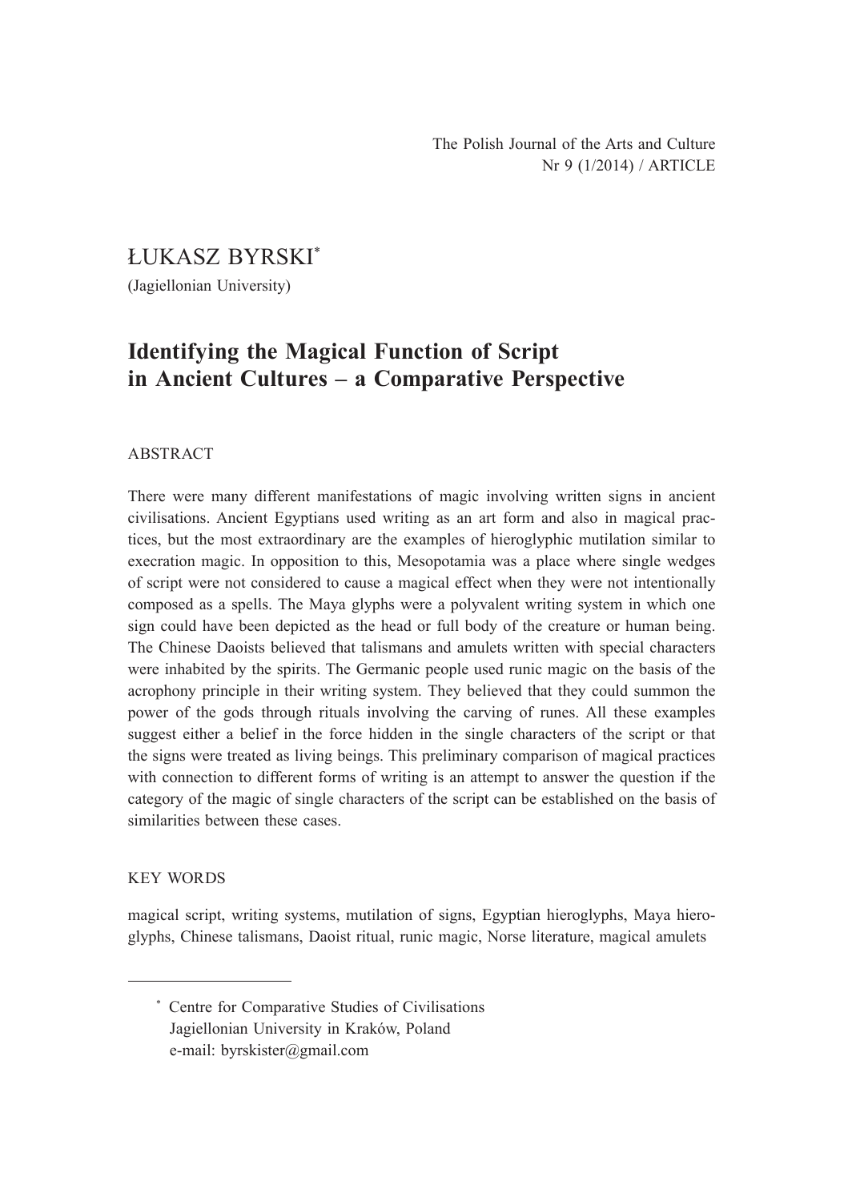The Polish Journal of the Arts and Culture
Nr 9 (1/2014) / ARTICLE

ŁUKASZ BYRSKI[*]

(Jagiellonian University)

# Identifying the Magical Function of Script in Ancient Cultures – a Comparative Perspective

## ABSTRACT

There were many different manifestations of magic involving written signs in ancient civilisations. Ancient Egyptians used writing as an art form and also in magical practices, but the most extraordinary are the examples of hieroglyphic mutilation similar to execration magic. In opposition to this, Mesopotamia was a place where single wedges of script were not considered to cause a magical effect when they were not intentionally composed as a spells. The Maya glyphs were a polyvalent writing system in which one sign could have been depicted as the head or full body of the creature or human being. The Chinese Daoists believed that talismans and amulets written with special characters were inhabited by the spirits. The Germanic people used runic magic on the basis of the acrophony principle in their writing system. They believed that they could summon the power of the gods through rituals involving the carving of runes. All these examples suggest either a belief in the force hidden in the single characters of the script or that the signs were treated as living beings. This preliminary comparison of magical practices with connection to different forms of writing is an attempt to answer the question if the category of the magic of single characters of the script can be established on the basis of similarities between these cases.

## KEY WORDS

magical script, writing systems, mutilation of signs, Egyptian hieroglyphs, Maya hieroglyphs, Chinese talismans, Daoist ritual, runic magic, Norse literature, magical amulets

---

[*] Centre for Comparative Studies of Civilisations
Jagiellonian University in Kraków, Poland
e-mail: byrskister@gmail.com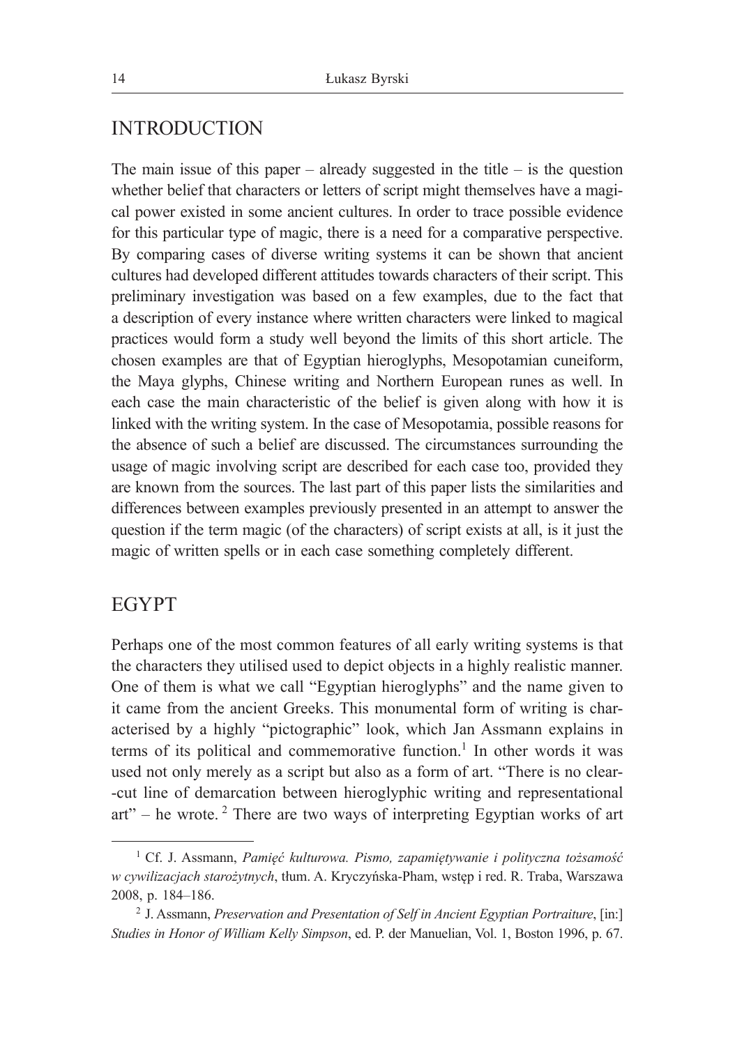## INTRODUCTION

The main issue of this paper – already suggested in the title – is the question whether belief that characters or letters of script might themselves have a magical power existed in some ancient cultures. In order to trace possible evidence for this particular type of magic, there is a need for a comparative perspective. By comparing cases of diverse writing systems it can be shown that ancient cultures had developed different attitudes towards characters of their script. This preliminary investigation was based on a few examples, due to the fact that a description of every instance where written characters were linked to magical practices would form a study well beyond the limits of this short article. The chosen examples are that of Egyptian hieroglyphs, Mesopotamian cuneiform, the Maya glyphs, Chinese writing and Northern European runes as well. In each case the main characteristic of the belief is given along with how it is linked with the writing system. In the case of Mesopotamia, possible reasons for the absence of such a belief are discussed. The circumstances surrounding the usage of magic involving script are described for each case too, provided they are known from the sources. The last part of this paper lists the similarities and differences between examples previously presented in an attempt to answer the question if the term magic (of the characters) of script exists at all, is it just the magic of written spells or in each case something completely different.

## EGYPT

Perhaps one of the most common features of all early writing systems is that the characters they utilised used to depict objects in a highly realistic manner. One of them is what we call "Egyptian hieroglyphs" and the name given to it came from the ancient Greeks. This monumental form of writing is characterised by a highly "pictographic" look, which Jan Assmann explains in terms of its political and commemorative function.[1] In other words it was used not only merely as a script but also as a form of art. "There is no clear--cut line of demarcation between hieroglyphic writing and representational art" – he wrote.[2] There are two ways of interpreting Egyptian works of art

---

[1] Cf. J. Assmann, *Pamięć kulturowa. Pismo, zapamiętywanie i polityczna tożsamość w cywilizacjach starożytnych*, tłum. A. Kryczyńska-Pham, wstęp i red. R. Traba, Warszawa 2008, p. 184–186.

[2] J. Assmann, *Preservation and Presentation of Self in Ancient Egyptian Portraiture*, [in:] *Studies in Honor of William Kelly Simpson*, ed. P. der Manuelian, Vol. 1, Boston 1996, p. 67.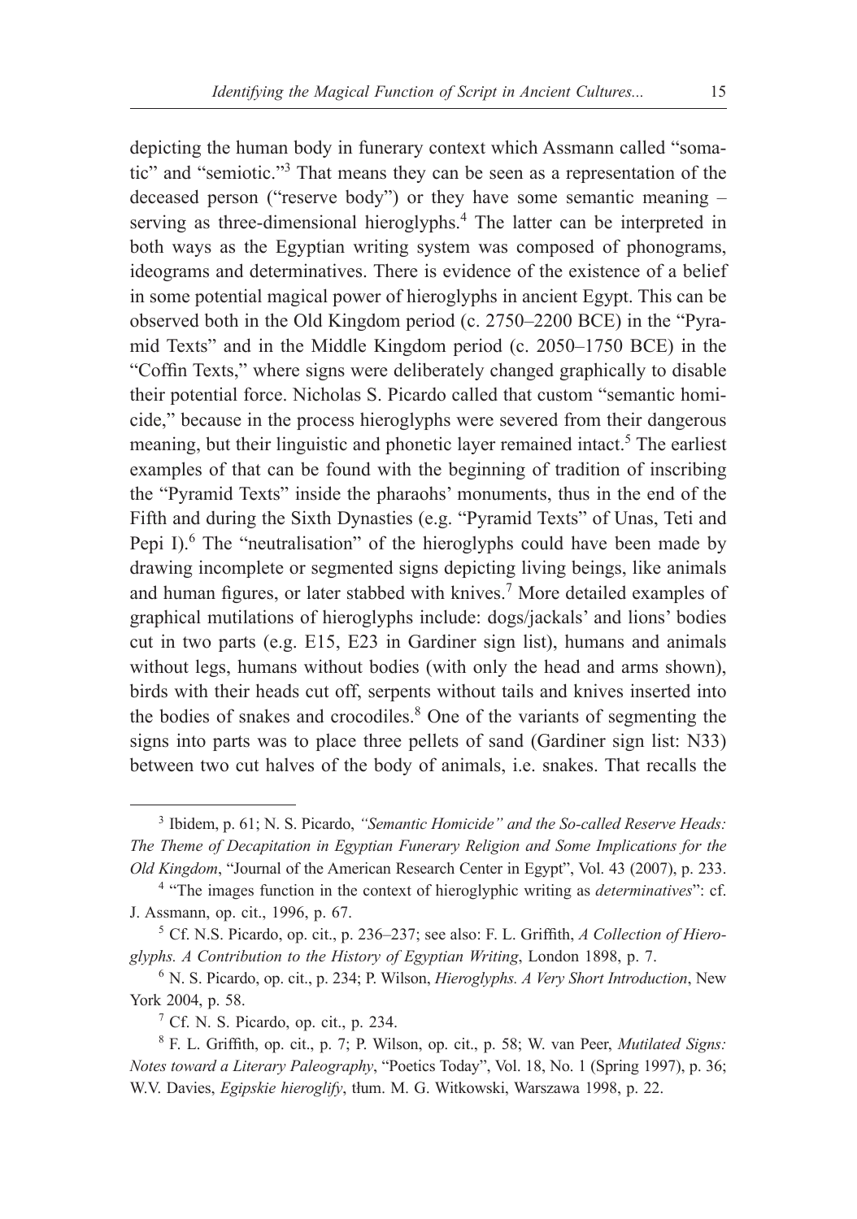depicting the human body in funerary context which Assmann called "somatic" and "semiotic."[3] That means they can be seen as a representation of the deceased person ("reserve body") or they have some semantic meaning – serving as three-dimensional hieroglyphs.[4] The latter can be interpreted in both ways as the Egyptian writing system was composed of phonograms, ideograms and determinatives. There is evidence of the existence of a belief in some potential magical power of hieroglyphs in ancient Egypt. This can be observed both in the Old Kingdom period (c. 2750–2200 BCE) in the "Pyramid Texts" and in the Middle Kingdom period (c. 2050–1750 BCE) in the "Coffin Texts," where signs were deliberately changed graphically to disable their potential force. Nicholas S. Picardo called that custom "semantic homicide," because in the process hieroglyphs were severed from their dangerous meaning, but their linguistic and phonetic layer remained intact.[5] The earliest examples of that can be found with the beginning of tradition of inscribing the "Pyramid Texts" inside the pharaohs' monuments, thus in the end of the Fifth and during the Sixth Dynasties (e.g. "Pyramid Texts" of Unas, Teti and Pepi I).[6] The "neutralisation" of the hieroglyphs could have been made by drawing incomplete or segmented signs depicting living beings, like animals and human figures, or later stabbed with knives.[7] More detailed examples of graphical mutilations of hieroglyphs include: dogs/jackals' and lions' bodies cut in two parts (e.g. E15, E23 in Gardiner sign list), humans and animals without legs, humans without bodies (with only the head and arms shown), birds with their heads cut off, serpents without tails and knives inserted into the bodies of snakes and crocodiles.[8] One of the variants of segmenting the signs into parts was to place three pellets of sand (Gardiner sign list: N33) between two cut halves of the body of animals, i.e. snakes. That recalls the

---

[3] Ibidem, p. 61; N. S. Picardo, *"Semantic Homicide" and the So-called Reserve Heads: The Theme of Decapitation in Egyptian Funerary Religion and Some Implications for the Old Kingdom*, "Journal of the American Research Center in Egypt", Vol. 43 (2007), p. 233.

[4] "The images function in the context of hieroglyphic writing as *determinatives*": cf. J. Assmann, op. cit., 1996, p. 67.

[5] Cf. N.S. Picardo, op. cit., p. 236–237; see also: F. L. Griffith, *A Collection of Hieroglyphs. A Contribution to the History of Egyptian Writing*, London 1898, p. 7.

[6] N. S. Picardo, op. cit., p. 234; P. Wilson, *Hieroglyphs. A Very Short Introduction*, New York 2004, p. 58.

[7] Cf. N. S. Picardo, op. cit., p. 234.

[8] F. L. Griffith, op. cit., p. 7; P. Wilson, op. cit., p. 58; W. van Peer, *Mutilated Signs: Notes toward a Literary Paleography*, "Poetics Today", Vol. 18, No. 1 (Spring 1997), p. 36; W.V. Davies, *Egipskie hieroglify*, tłum. M. G. Witkowski, Warszawa 1998, p. 22.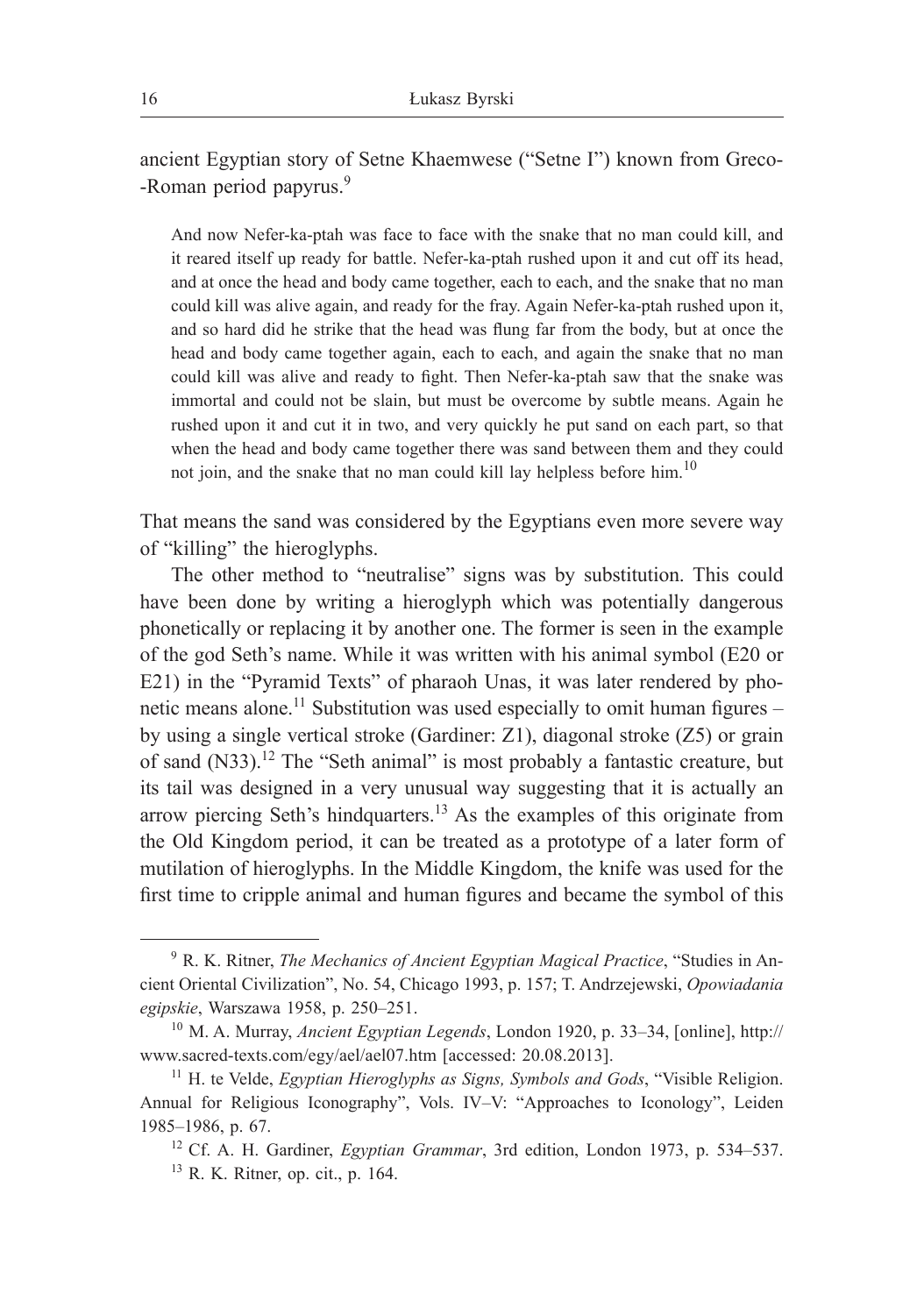ancient Egyptian story of Setne Khaemwese ("Setne I") known from Greco-Roman period papyrus.[9]

> And now Nefer-ka-ptah was face to face with the snake that no man could kill, and it reared itself up ready for battle. Nefer-ka-ptah rushed upon it and cut off its head, and at once the head and body came together, each to each, and the snake that no man could kill was alive again, and ready for the fray. Again Nefer-ka-ptah rushed upon it, and so hard did he strike that the head was flung far from the body, but at once the head and body came together again, each to each, and again the snake that no man could kill was alive and ready to fight. Then Nefer-ka-ptah saw that the snake was immortal and could not be slain, but must be overcome by subtle means. Again he rushed upon it and cut it in two, and very quickly he put sand on each part, so that when the head and body came together there was sand between them and they could not join, and the snake that no man could kill lay helpless before him.[10]

That means the sand was considered by the Egyptians even more severe way of "killing" the hieroglyphs.

The other method to "neutralise" signs was by substitution. This could have been done by writing a hieroglyph which was potentially dangerous phonetically or replacing it by another one. The former is seen in the example of the god Seth's name. While it was written with his animal symbol (E20 or E21) in the "Pyramid Texts" of pharaoh Unas, it was later rendered by phonetic means alone.[11] Substitution was used especially to omit human figures – by using a single vertical stroke (Gardiner: Z1), diagonal stroke (Z5) or grain of sand (N33).[12] The "Seth animal" is most probably a fantastic creature, but its tail was designed in a very unusual way suggesting that it is actually an arrow piercing Seth's hindquarters.[13] As the examples of this originate from the Old Kingdom period, it can be treated as a prototype of a later form of mutilation of hieroglyphs. In the Middle Kingdom, the knife was used for the first time to cripple animal and human figures and became the symbol of this

---

[9] R. K. Ritner, *The Mechanics of Ancient Egyptian Magical Practice*, "Studies in Ancient Oriental Civilization", No. 54, Chicago 1993, p. 157; T. Andrzejewski, *Opowiadania egipskie*, Warszawa 1958, p. 250–251.

[10] M. A. Murray, *Ancient Egyptian Legends*, London 1920, p. 33–34, [online], http://www.sacred-texts.com/egy/ael/ael07.htm [accessed: 20.08.2013].

[11] H. te Velde, *Egyptian Hieroglyphs as Signs, Symbols and Gods*, "Visible Religion. Annual for Religious Iconography", Vols. IV–V: "Approaches to Iconology", Leiden 1985–1986, p. 67.

[12] Cf. A. H. Gardiner, *Egyptian Grammar*, 3rd edition, London 1973, p. 534–537.

[13] R. K. Ritner, op. cit., p. 164.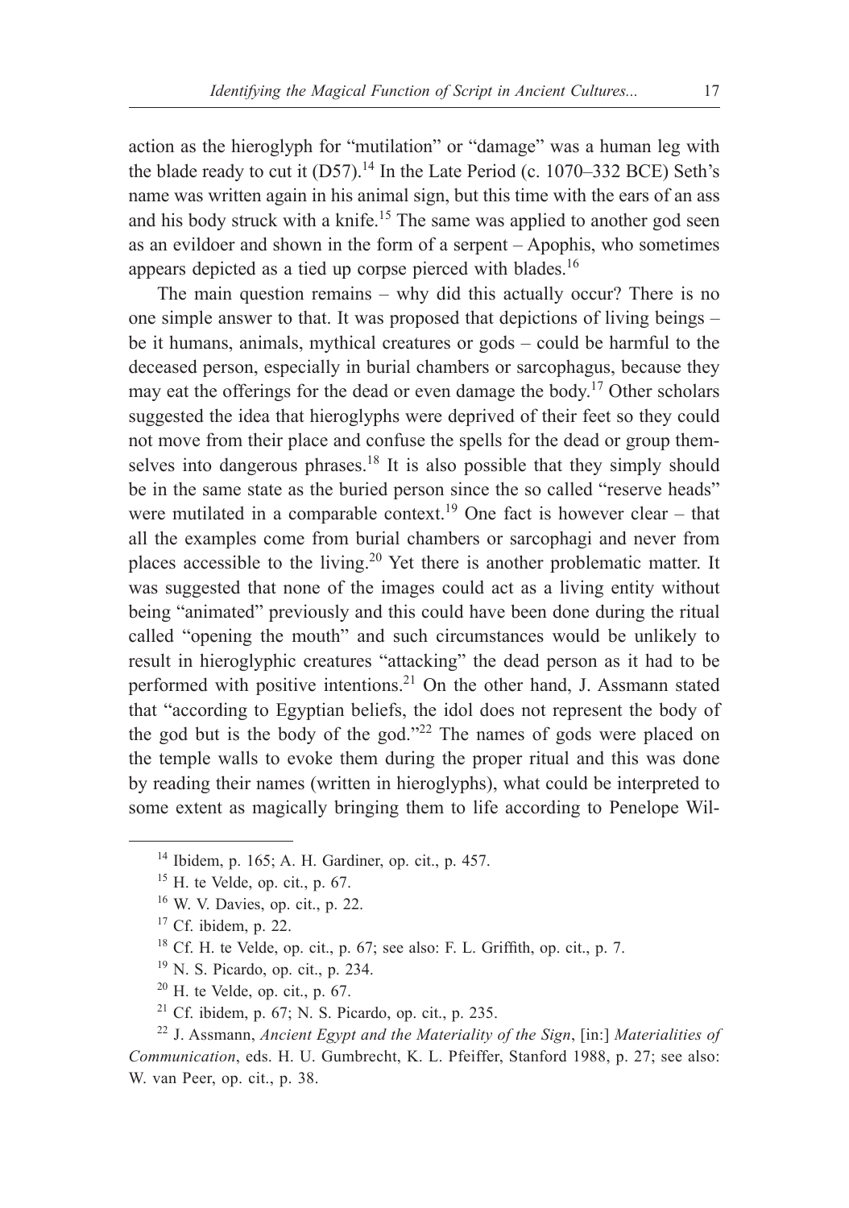action as the hieroglyph for "mutilation" or "damage" was a human leg with the blade ready to cut it (D57).[14] In the Late Period (c. 1070–332 BCE) Seth's name was written again in his animal sign, but this time with the ears of an ass and his body struck with a knife.[15] The same was applied to another god seen as an evildoer and shown in the form of a serpent – Apophis, who sometimes appears depicted as a tied up corpse pierced with blades.[16]

The main question remains – why did this actually occur? There is no one simple answer to that. It was proposed that depictions of living beings – be it humans, animals, mythical creatures or gods – could be harmful to the deceased person, especially in burial chambers or sarcophagus, because they may eat the offerings for the dead or even damage the body.[17] Other scholars suggested the idea that hieroglyphs were deprived of their feet so they could not move from their place and confuse the spells for the dead or group themselves into dangerous phrases.[18] It is also possible that they simply should be in the same state as the buried person since the so called "reserve heads" were mutilated in a comparable context.[19] One fact is however clear – that all the examples come from burial chambers or sarcophagi and never from places accessible to the living.[20] Yet there is another problematic matter. It was suggested that none of the images could act as a living entity without being "animated" previously and this could have been done during the ritual called "opening the mouth" and such circumstances would be unlikely to result in hieroglyphic creatures "attacking" the dead person as it had to be performed with positive intentions.[21] On the other hand, J. Assmann stated that "according to Egyptian beliefs, the idol does not represent the body of the god but is the body of the god."[22] The names of gods were placed on the temple walls to evoke them during the proper ritual and this was done by reading their names (written in hieroglyphs), what could be interpreted to some extent as magically bringing them to life according to Penelope Wil-

---

[14] Ibidem, p. 165; A. H. Gardiner, op. cit., p. 457.

[15] H. te Velde, op. cit., p. 67.

[16] W. V. Davies, op. cit., p. 22.

[17] Cf. ibidem, p. 22.

[18] Cf. H. te Velde, op. cit., p. 67; see also: F. L. Griffith, op. cit., p. 7.

[19] N. S. Picardo, op. cit., p. 234.

[20] H. te Velde, op. cit., p. 67.

[21] Cf. ibidem, p. 67; N. S. Picardo, op. cit., p. 235.

[22] J. Assmann, *Ancient Egypt and the Materiality of the Sign*, [in:] *Materialities of Communication*, eds. H. U. Gumbrecht, K. L. Pfeiffer, Stanford 1988, p. 27; see also: W. van Peer, op. cit., p. 38.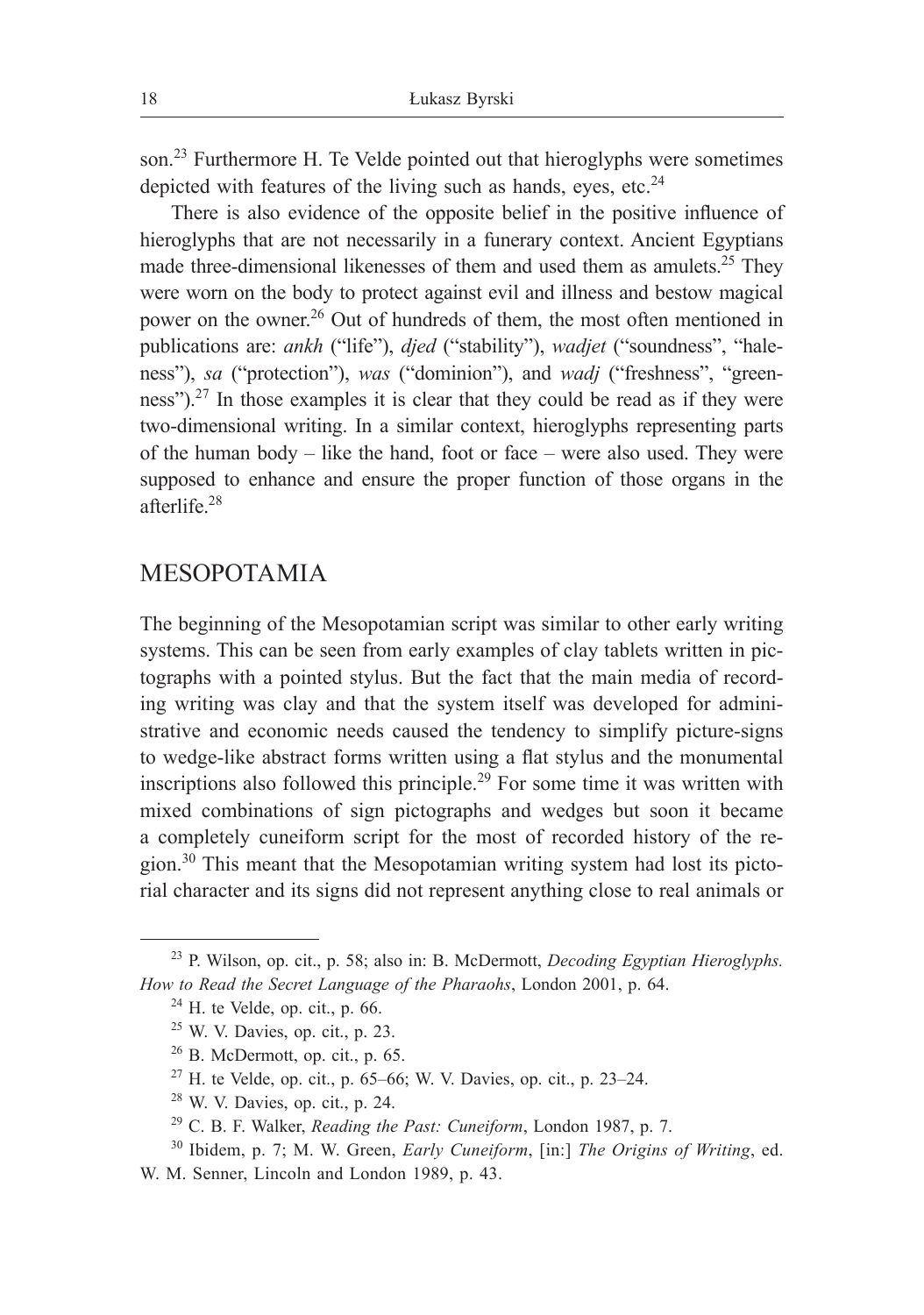son.[23] Furthermore H. Te Velde pointed out that hieroglyphs were sometimes depicted with features of the living such as hands, eyes, etc.[24]

There is also evidence of the opposite belief in the positive influence of hieroglyphs that are not necessarily in a funerary context. Ancient Egyptians made three-dimensional likenesses of them and used them as amulets.[25] They were worn on the body to protect against evil and illness and bestow magical power on the owner.[26] Out of hundreds of them, the most often mentioned in publications are: *ankh* ("life"), *djed* ("stability"), *wadjet* ("soundness", "haleness"), *sa* ("protection"), *was* ("dominion"), and *wadj* ("freshness", "greenness").[27] In those examples it is clear that they could be read as if they were two-dimensional writing. In a similar context, hieroglyphs representing parts of the human body – like the hand, foot or face – were also used. They were supposed to enhance and ensure the proper function of those organs in the afterlife.[28]

## MESOPOTAMIA

The beginning of the Mesopotamian script was similar to other early writing systems. This can be seen from early examples of clay tablets written in pictographs with a pointed stylus. But the fact that the main media of recording writing was clay and that the system itself was developed for administrative and economic needs caused the tendency to simplify picture-signs to wedge-like abstract forms written using a flat stylus and the monumental inscriptions also followed this principle.[29] For some time it was written with mixed combinations of sign pictographs and wedges but soon it became a completely cuneiform script for the most of recorded history of the region.[30] This meant that the Mesopotamian writing system had lost its pictorial character and its signs did not represent anything close to real animals or

---

[23] P. Wilson, op. cit., p. 58; also in: B. McDermott, *Decoding Egyptian Hieroglyphs. How to Read the Secret Language of the Pharaohs*, London 2001, p. 64.

[24] H. te Velde, op. cit., p. 66.

[25] W. V. Davies, op. cit., p. 23.

[26] B. McDermott, op. cit., p. 65.

[27] H. te Velde, op. cit., p. 65–66; W. V. Davies, op. cit., p. 23–24.

[28] W. V. Davies, op. cit., p. 24.

[29] C. B. F. Walker, *Reading the Past: Cuneiform*, London 1987, p. 7.

[30] Ibidem, p. 7; M. W. Green, *Early Cuneiform*, [in:] *The Origins of Writing*, ed. W. M. Senner, Lincoln and London 1989, p. 43.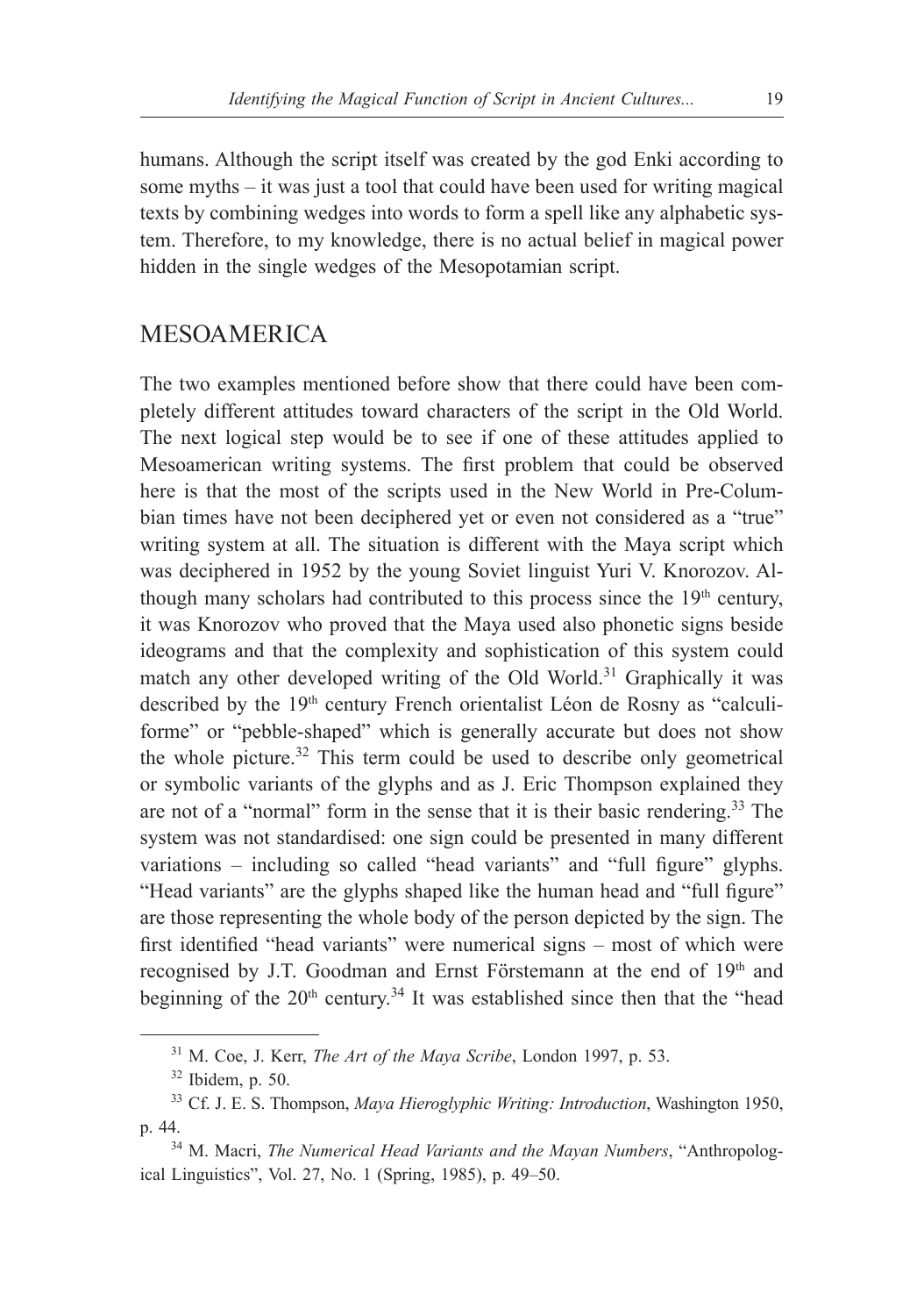humans. Although the script itself was created by the god Enki according to some myths – it was just a tool that could have been used for writing magical texts by combining wedges into words to form a spell like any alphabetic system. Therefore, to my knowledge, there is no actual belief in magical power hidden in the single wedges of the Mesopotamian script.

## MESOAMERICA

The two examples mentioned before show that there could have been completely different attitudes toward characters of the script in the Old World. The next logical step would be to see if one of these attitudes applied to Mesoamerican writing systems. The first problem that could be observed here is that the most of the scripts used in the New World in Pre-Columbian times have not been deciphered yet or even not considered as a "true" writing system at all. The situation is different with the Maya script which was deciphered in 1952 by the young Soviet linguist Yuri V. Knorozov. Although many scholars had contributed to this process since the 19th century, it was Knorozov who proved that the Maya used also phonetic signs beside ideograms and that the complexity and sophistication of this system could match any other developed writing of the Old World.[31] Graphically it was described by the 19th century French orientalist Léon de Rosny as "calculiforme" or "pebble-shaped" which is generally accurate but does not show the whole picture.[32] This term could be used to describe only geometrical or symbolic variants of the glyphs and as J. Eric Thompson explained they are not of a "normal" form in the sense that it is their basic rendering.[33] The system was not standardised: one sign could be presented in many different variations – including so called "head variants" and "full figure" glyphs. "Head variants" are the glyphs shaped like the human head and "full figure" are those representing the whole body of the person depicted by the sign. The first identified "head variants" were numerical signs – most of which were recognised by J.T. Goodman and Ernst Förstemann at the end of 19th and beginning of the 20th century.[34] It was established since then that the "head

---

[31] M. Coe, J. Kerr, *The Art of the Maya Scribe*, London 1997, p. 53.

[32] Ibidem, p. 50.

[33] Cf. J. E. S. Thompson, *Maya Hieroglyphic Writing: Introduction*, Washington 1950, p. 44.

[34] M. Macri, *The Numerical Head Variants and the Mayan Numbers*, "Anthropological Linguistics", Vol. 27, No. 1 (Spring, 1985), p. 49–50.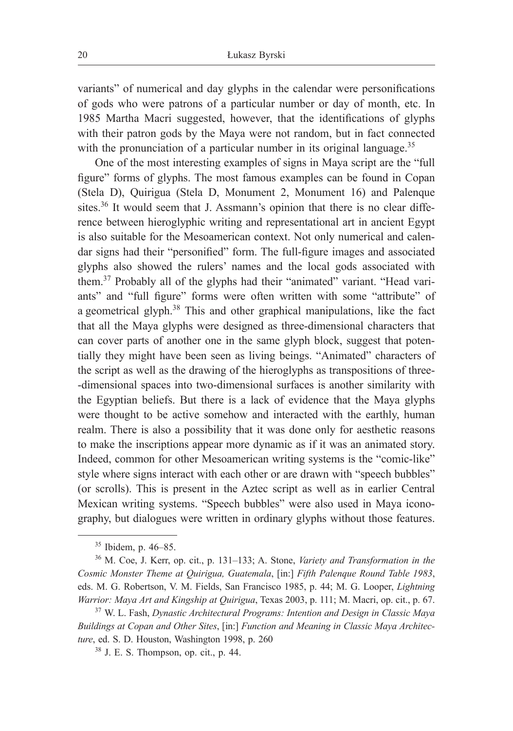variants" of numerical and day glyphs in the calendar were personifications of gods who were patrons of a particular number or day of month, etc. In 1985 Martha Macri suggested, however, that the identifications of glyphs with their patron gods by the Maya were not random, but in fact connected with the pronunciation of a particular number in its original language.[35]

One of the most interesting examples of signs in Maya script are the "full figure" forms of glyphs. The most famous examples can be found in Copan (Stela D), Quirigua (Stela D, Monument 2, Monument 16) and Palenque sites.[36] It would seem that J. Assmann's opinion that there is no clear difference between hieroglyphic writing and representational art in ancient Egypt is also suitable for the Mesoamerican context. Not only numerical and calendar signs had their "personified" form. The full-figure images and associated glyphs also showed the rulers' names and the local gods associated with them.[37] Probably all of the glyphs had their "animated" variant. "Head variants" and "full figure" forms were often written with some "attribute" of a geometrical glyph.[38] This and other graphical manipulations, like the fact that all the Maya glyphs were designed as three-dimensional characters that can cover parts of another one in the same glyph block, suggest that potentially they might have been seen as living beings. "Animated" characters of the script as well as the drawing of the hieroglyphs as transpositions of three-dimensional spaces into two-dimensional surfaces is another similarity with the Egyptian beliefs. But there is a lack of evidence that the Maya glyphs were thought to be active somehow and interacted with the earthly, human realm. There is also a possibility that it was done only for aesthetic reasons to make the inscriptions appear more dynamic as if it was an animated story. Indeed, common for other Mesoamerican writing systems is the "comic-like" style where signs interact with each other or are drawn with "speech bubbles" (or scrolls). This is present in the Aztec script as well as in earlier Central Mexican writing systems. "Speech bubbles" were also used in Maya iconography, but dialogues were written in ordinary glyphs without those features.

---

[35] Ibidem, p. 46–85.

[36] M. Coe, J. Kerr, op. cit., p. 131–133; A. Stone, *Variety and Transformation in the Cosmic Monster Theme at Quirigua, Guatemala*, [in:] *Fifth Palenque Round Table 1983*, eds. M. G. Robertson, V. M. Fields, San Francisco 1985, p. 44; M. G. Looper, *Lightning Warrior: Maya Art and Kingship at Quirigua*, Texas 2003, p. 111; M. Macri, op. cit., p. 67.

[37] W. L. Fash, *Dynastic Architectural Programs: Intention and Design in Classic Maya Buildings at Copan and Other Sites*, [in:] *Function and Meaning in Classic Maya Architecture*, ed. S. D. Houston, Washington 1998, p. 260

[38] J. E. S. Thompson, op. cit., p. 44.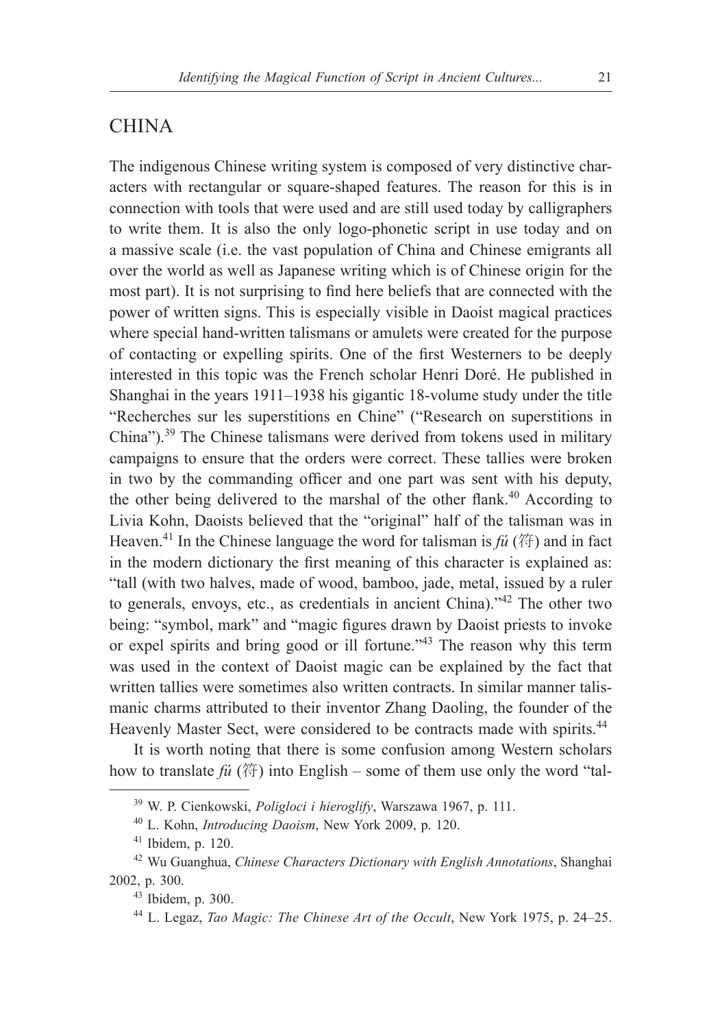## CHINA

The indigenous Chinese writing system is composed of very distinctive characters with rectangular or square-shaped features. The reason for this is in connection with tools that were used and are still used today by calligraphers to write them. It is also the only logo-phonetic script in use today and on a massive scale (i.e. the vast population of China and Chinese emigrants all over the world as well as Japanese writing which is of Chinese origin for the most part). It is not surprising to find here beliefs that are connected with the power of written signs. This is especially visible in Daoist magical practices where special hand-written talismans or amulets were created for the purpose of contacting or expelling spirits. One of the first Westerners to be deeply interested in this topic was the French scholar Henri Doré. He published in Shanghai in the years 1911–1938 his gigantic 18-volume study under the title "Recherches sur les superstitions en Chine" ("Research on superstitions in China").[39] The Chinese talismans were derived from tokens used in military campaigns to ensure that the orders were correct. These tallies were broken in two by the commanding officer and one part was sent with his deputy, the other being delivered to the marshal of the other flank.[40] According to Livia Kohn, Daoists believed that the "original" half of the talisman was in Heaven.[41] In the Chinese language the word for talisman is *fú* (符) and in fact in the modern dictionary the first meaning of this character is explained as: "tall (with two halves, made of wood, bamboo, jade, metal, issued by a ruler to generals, envoys, etc., as credentials in ancient China)."[42] The other two being: "symbol, mark" and "magic figures drawn by Daoist priests to invoke or expel spirits and bring good or ill fortune."[43] The reason why this term was used in the context of Daoist magic can be explained by the fact that written tallies were sometimes also written contracts. In similar manner talismanic charms attributed to their inventor Zhang Daoling, the founder of the Heavenly Master Sect, were considered to be contracts made with spirits.[44]

It is worth noting that there is some confusion among Western scholars how to translate *fú* (符) into English – some of them use only the word "tal-

---

[39] W. P. Cienkowski, *Poligloci i hieroglify*, Warszawa 1967, p. 111.

[40] L. Kohn, *Introducing Daoism*, New York 2009, p. 120.

[41] Ibidem, p. 120.

[42] Wu Guanghua, *Chinese Characters Dictionary with English Annotations*, Shanghai 2002, p. 300.

[43] Ibidem, p. 300.

[44] L. Legaz, *Tao Magic: The Chinese Art of the Occult*, New York 1975, p. 24–25.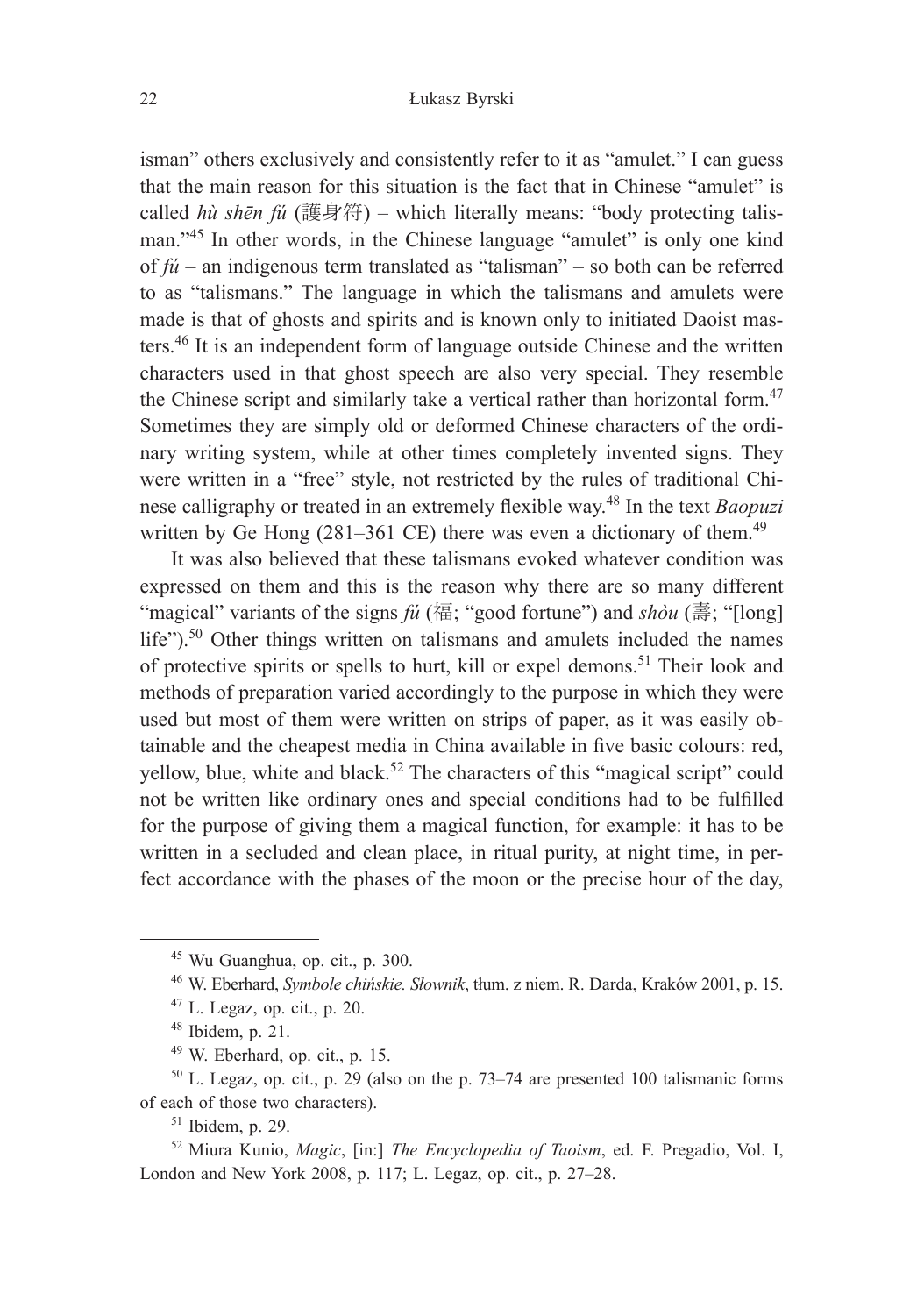isman" others exclusively and consistently refer to it as "amulet." I can guess that the main reason for this situation is the fact that in Chinese "amulet" is called *hù shēn fú* (護身符) – which literally means: "body protecting talisman."[45] In other words, in the Chinese language "amulet" is only one kind of *fú* – an indigenous term translated as "talisman" – so both can be referred to as "talismans." The language in which the talismans and amulets were made is that of ghosts and spirits and is known only to initiated Daoist masters.[46] It is an independent form of language outside Chinese and the written characters used in that ghost speech are also very special. They resemble the Chinese script and similarly take a vertical rather than horizontal form.[47] Sometimes they are simply old or deformed Chinese characters of the ordinary writing system, while at other times completely invented signs. They were written in a "free" style, not restricted by the rules of traditional Chinese calligraphy or treated in an extremely flexible way.[48] In the text *Baopuzi* written by Ge Hong (281–361 CE) there was even a dictionary of them.[49]

It was also believed that these talismans evoked whatever condition was expressed on them and this is the reason why there are so many different "magical" variants of the signs *fú* (福; "good fortune") and *shòu* (壽; "[long] life").[50] Other things written on talismans and amulets included the names of protective spirits or spells to hurt, kill or expel demons.[51] Their look and methods of preparation varied accordingly to the purpose in which they were used but most of them were written on strips of paper, as it was easily obtainable and the cheapest media in China available in five basic colours: red, yellow, blue, white and black.[52] The characters of this "magical script" could not be written like ordinary ones and special conditions had to be fulfilled for the purpose of giving them a magical function, for example: it has to be written in a secluded and clean place, in ritual purity, at night time, in perfect accordance with the phases of the moon or the precise hour of the day,

---

[45] Wu Guanghua, op. cit., p. 300.

[46] W. Eberhard, *Symbole chińskie. Słownik*, tłum. z niem. R. Darda, Kraków 2001, p. 15.

[47] L. Legaz, op. cit., p. 20.

[48] Ibidem, p. 21.

[49] W. Eberhard, op. cit., p. 15.

[50] L. Legaz, op. cit., p. 29 (also on the p. 73–74 are presented 100 talismanic forms of each of those two characters).

[51] Ibidem, p. 29.

[52] Miura Kunio, *Magic*, [in:] *The Encyclopedia of Taoism*, ed. F. Pregadio, Vol. I, London and New York 2008, p. 117; L. Legaz, op. cit., p. 27–28.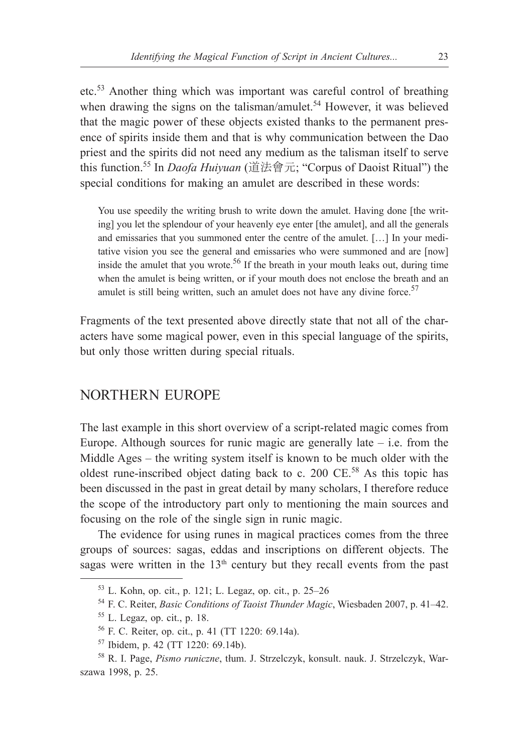etc.[53] Another thing which was important was careful control of breathing when drawing the signs on the talisman/amulet.[54] However, it was believed that the magic power of these objects existed thanks to the permanent presence of spirits inside them and that is why communication between the Dao priest and the spirits did not need any medium as the talisman itself to serve this function.[55] In *Daofa Huiyuan* (道法會元; "Corpus of Daoist Ritual") the special conditions for making an amulet are described in these words:

> You use speedily the writing brush to write down the amulet. Having done [the writing] you let the splendour of your heavenly eye enter [the amulet], and all the generals and emissaries that you summoned enter the centre of the amulet. […] In your meditative vision you see the general and emissaries who were summoned and are [now] inside the amulet that you wrote.[56] If the breath in your mouth leaks out, during time when the amulet is being written, or if your mouth does not enclose the breath and an amulet is still being written, such an amulet does not have any divine force.[57]

Fragments of the text presented above directly state that not all of the characters have some magical power, even in this special language of the spirits, but only those written during special rituals.

## NORTHERN EUROPE

The last example in this short overview of a script-related magic comes from Europe. Although sources for runic magic are generally late – i.e. from the Middle Ages – the writing system itself is known to be much older with the oldest rune-inscribed object dating back to c. 200 CE.[58] As this topic has been discussed in the past in great detail by many scholars, I therefore reduce the scope of the introductory part only to mentioning the main sources and focusing on the role of the single sign in runic magic.

The evidence for using runes in magical practices comes from the three groups of sources: sagas, eddas and inscriptions on different objects. The sagas were written in the 13th century but they recall events from the past

---

[53] L. Kohn, op. cit., p. 121; L. Legaz, op. cit., p. 25–26

[54] F. C. Reiter, *Basic Conditions of Taoist Thunder Magic*, Wiesbaden 2007, p. 41–42.

[55] L. Legaz, op. cit., p. 18.

[56] F. C. Reiter, op. cit., p. 41 (TT 1220: 69.14a).

[57] Ibidem, p. 42 (TT 1220: 69.14b).

[58] R. I. Page, *Pismo runiczne*, tłum. J. Strzelczyk, konsult. nauk. J. Strzelczyk, Warszawa 1998, p. 25.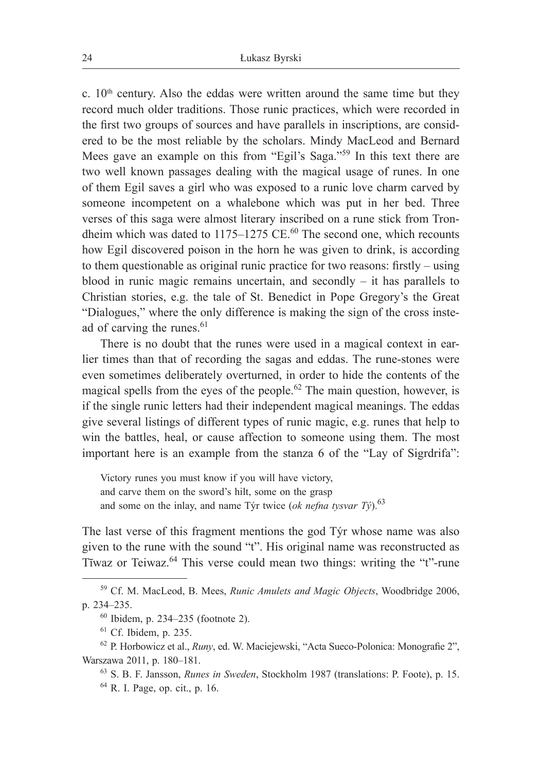c. 10th century. Also the eddas were written around the same time but they record much older traditions. Those runic practices, which were recorded in the first two groups of sources and have parallels in inscriptions, are considered to be the most reliable by the scholars. Mindy MacLeod and Bernard Mees gave an example on this from "Egil's Saga."[59] In this text there are two well known passages dealing with the magical usage of runes. In one of them Egil saves a girl who was exposed to a runic love charm carved by someone incompetent on a whalebone which was put in her bed. Three verses of this saga were almost literary inscribed on a rune stick from Trondheim which was dated to 1175–1275 CE.[60] The second one, which recounts how Egil discovered poison in the horn he was given to drink, is according to them questionable as original runic practice for two reasons: firstly – using blood in runic magic remains uncertain, and secondly – it has parallels to Christian stories, e.g. the tale of St. Benedict in Pope Gregory's the Great "Dialogues," where the only difference is making the sign of the cross instead of carving the runes.[61]

There is no doubt that the runes were used in a magical context in earlier times than that of recording the sagas and eddas. The rune-stones were even sometimes deliberately overturned, in order to hide the contents of the magical spells from the eyes of the people.[62] The main question, however, is if the single runic letters had their independent magical meanings. The eddas give several listings of different types of runic magic, e.g. runes that help to win the battles, heal, or cause affection to someone using them. The most important here is an example from the stanza 6 of the "Lay of Sigrdrifa":

> Victory runes you must know if you will have victory,
> and carve them on the sword's hilt, some on the grasp
> and some on the inlay, and name Týr twice (*ok nefna tysvar Tý*).[63]

The last verse of this fragment mentions the god Týr whose name was also given to the rune with the sound "t". His original name was reconstructed as Tīwaz or Teiwaz.[64] This verse could mean two things: writing the "t"-rune

---

[59] Cf. M. MacLeod, B. Mees, *Runic Amulets and Magic Objects*, Woodbridge 2006, p. 234–235.

[60] Ibidem, p. 234–235 (footnote 2).

[61] Cf. Ibidem, p. 235.

[62] P. Horbowicz et al., *Runy*, ed. W. Maciejewski, "Acta Sueco-Polonica: Monografie 2", Warszawa 2011, p. 180–181.

[63] S. B. F. Jansson, *Runes in Sweden*, Stockholm 1987 (translations: P. Foote), p. 15.

[64] R. I. Page, op. cit., p. 16.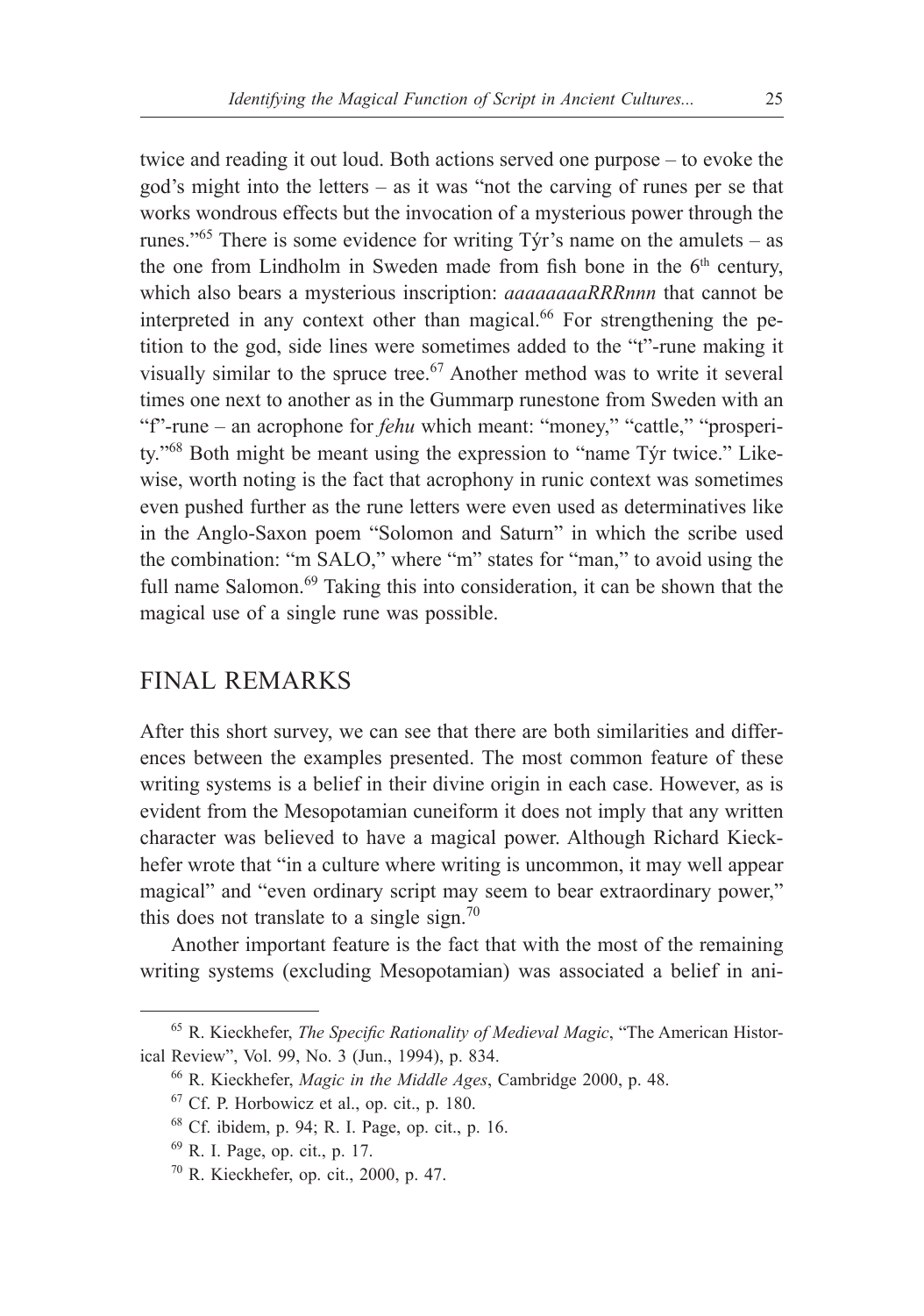twice and reading it out loud. Both actions served one purpose – to evoke the god's might into the letters – as it was "not the carving of runes per se that works wondrous effects but the invocation of a mysterious power through the runes."[65] There is some evidence for writing Týr's name on the amulets – as the one from Lindholm in Sweden made from fish bone in the 6th century, which also bears a mysterious inscription: *aaaaaaaaRRRnnn* that cannot be interpreted in any context other than magical.[66] For strengthening the petition to the god, side lines were sometimes added to the "t"-rune making it visually similar to the spruce tree.[67] Another method was to write it several times one next to another as in the Gummarp runestone from Sweden with an "f"-rune – an acrophone for *fehu* which meant: "money," "cattle," "prosperity."[68] Both might be meant using the expression to "name Týr twice." Likewise, worth noting is the fact that acrophony in runic context was sometimes even pushed further as the rune letters were even used as determinatives like in the Anglo-Saxon poem "Solomon and Saturn" in which the scribe used the combination: "m SALO," where "m" states for "man," to avoid using the full name Salomon.[69] Taking this into consideration, it can be shown that the magical use of a single rune was possible.

## FINAL REMARKS

After this short survey, we can see that there are both similarities and differences between the examples presented. The most common feature of these writing systems is a belief in their divine origin in each case. However, as is evident from the Mesopotamian cuneiform it does not imply that any written character was believed to have a magical power. Although Richard Kieckhefer wrote that "in a culture where writing is uncommon, it may well appear magical" and "even ordinary script may seem to bear extraordinary power," this does not translate to a single sign.[70]

Another important feature is the fact that with the most of the remaining writing systems (excluding Mesopotamian) was associated a belief in ani-

---

[65] R. Kieckhefer, *The Specific Rationality of Medieval Magic*, "The American Historical Review", Vol. 99, No. 3 (Jun., 1994), p. 834.

[66] R. Kieckhefer, *Magic in the Middle Ages*, Cambridge 2000, p. 48.

[67] Cf. P. Horbowicz et al., op. cit., p. 180.

[68] Cf. ibidem, p. 94; R. I. Page, op. cit., p. 16.

[69] R. I. Page, op. cit., p. 17.

[70] R. Kieckhefer, op. cit., 2000, p. 47.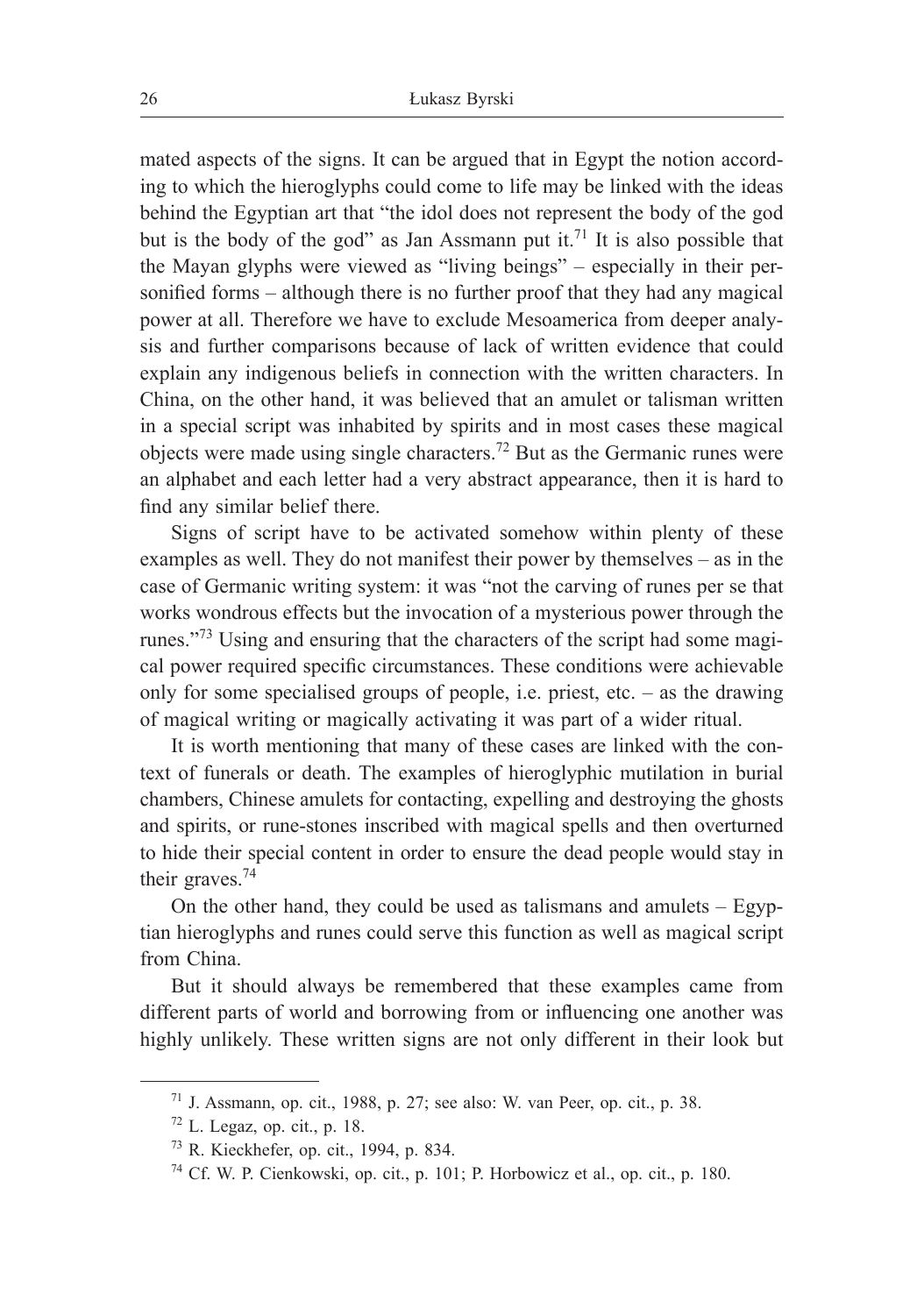mated aspects of the signs. It can be argued that in Egypt the notion according to which the hieroglyphs could come to life may be linked with the ideas behind the Egyptian art that "the idol does not represent the body of the god but is the body of the god" as Jan Assmann put it.[71] It is also possible that the Mayan glyphs were viewed as "living beings" – especially in their personified forms – although there is no further proof that they had any magical power at all. Therefore we have to exclude Mesoamerica from deeper analysis and further comparisons because of lack of written evidence that could explain any indigenous beliefs in connection with the written characters. In China, on the other hand, it was believed that an amulet or talisman written in a special script was inhabited by spirits and in most cases these magical objects were made using single characters.[72] But as the Germanic runes were an alphabet and each letter had a very abstract appearance, then it is hard to find any similar belief there.

Signs of script have to be activated somehow within plenty of these examples as well. They do not manifest their power by themselves – as in the case of Germanic writing system: it was "not the carving of runes per se that works wondrous effects but the invocation of a mysterious power through the runes."[73] Using and ensuring that the characters of the script had some magical power required specific circumstances. These conditions were achievable only for some specialised groups of people, i.e. priest, etc. – as the drawing of magical writing or magically activating it was part of a wider ritual.

It is worth mentioning that many of these cases are linked with the context of funerals or death. The examples of hieroglyphic mutilation in burial chambers, Chinese amulets for contacting, expelling and destroying the ghosts and spirits, or rune-stones inscribed with magical spells and then overturned to hide their special content in order to ensure the dead people would stay in their graves.[74]

On the other hand, they could be used as talismans and amulets – Egyptian hieroglyphs and runes could serve this function as well as magical script from China.

But it should always be remembered that these examples came from different parts of world and borrowing from or influencing one another was highly unlikely. These written signs are not only different in their look but

---

[71] J. Assmann, op. cit., 1988, p. 27; see also: W. van Peer, op. cit., p. 38.

[72] L. Legaz, op. cit., p. 18.

[73] R. Kieckhefer, op. cit., 1994, p. 834.

[74] Cf. W. P. Cienkowski, op. cit., p. 101; P. Horbowicz et al., op. cit., p. 180.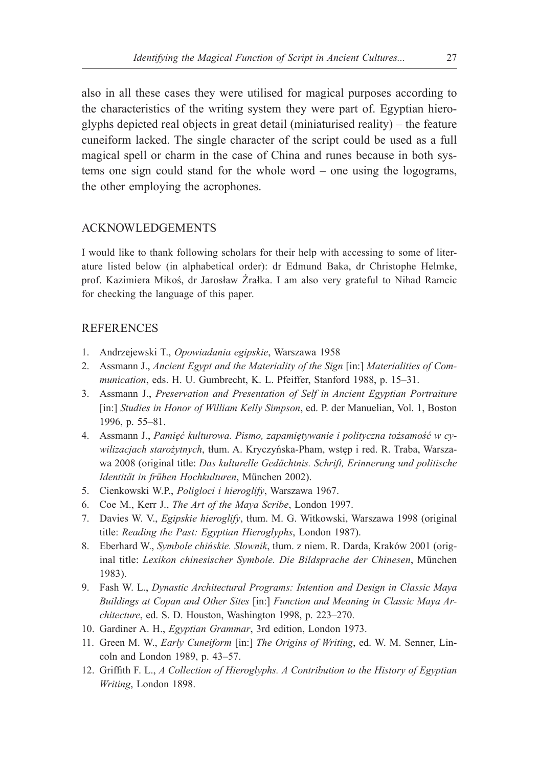also in all these cases they were utilised for magical purposes according to the characteristics of the writing system they were part of. Egyptian hieroglyphs depicted real objects in great detail (miniaturised reality) – the feature cuneiform lacked. The single character of the script could be used as a full magical spell or charm in the case of China and runes because in both systems one sign could stand for the whole word – one using the logograms, the other employing the acrophones.

## ACKNOWLEDGEMENTS

I would like to thank following scholars for their help with accessing to some of literature listed below (in alphabetical order): dr Edmund Baka, dr Christophe Helmke, prof. Kazimiera Mikoś, dr Jarosław Źrałka. I am also very grateful to Nihad Ramcic for checking the language of this paper.

## REFERENCES

1. Andrzejewski T., *Opowiadania egipskie*, Warszawa 1958
2. Assmann J., *Ancient Egypt and the Materiality of the Sign* [in:] *Materialities of Communication*, eds. H. U. Gumbrecht, K. L. Pfeiffer, Stanford 1988, p. 15–31.
3. Assmann J., *Preservation and Presentation of Self in Ancient Egyptian Portraiture* [in:] *Studies in Honor of William Kelly Simpson*, ed. P. der Manuelian, Vol. 1, Boston 1996, p. 55–81.
4. Assmann J., *Pamięć kulturowa. Pismo, zapamiętywanie i polityczna tożsamość w cywilizacjach starożytnych*, tłum. A. Kryczyńska-Pham, wstęp i red. R. Traba, Warszawa 2008 (original title: *Das kulturelle Gedächtnis. Schrift, Erinnerung und politische Identität in frühen Hochkulturen*, München 2002).
5. Cienkowski W.P., *Poligloci i hieroglify*, Warszawa 1967.
6. Coe M., Kerr J., *The Art of the Maya Scribe*, London 1997.
7. Davies W. V., *Egipskie hieroglify*, tłum. M. G. Witkowski, Warszawa 1998 (original title: *Reading the Past: Egyptian Hieroglyphs*, London 1987).
8. Eberhard W., *Symbole chińskie. Słownik*, tłum. z niem. R. Darda, Kraków 2001 (original title: *Lexikon chinesischer Symbole. Die Bildsprache der Chinesen*, München 1983).
9. Fash W. L., *Dynastic Architectural Programs: Intention and Design in Classic Maya Buildings at Copan and Other Sites* [in:] *Function and Meaning in Classic Maya Architecture*, ed. S. D. Houston, Washington 1998, p. 223–270.
10. Gardiner A. H., *Egyptian Grammar*, 3rd edition, London 1973.
11. Green M. W., *Early Cuneiform* [in:] *The Origins of Writing*, ed. W. M. Senner, Lincoln and London 1989, p. 43–57.
12. Griffith F. L., *A Collection of Hieroglyphs. A Contribution to the History of Egyptian Writing*, London 1898.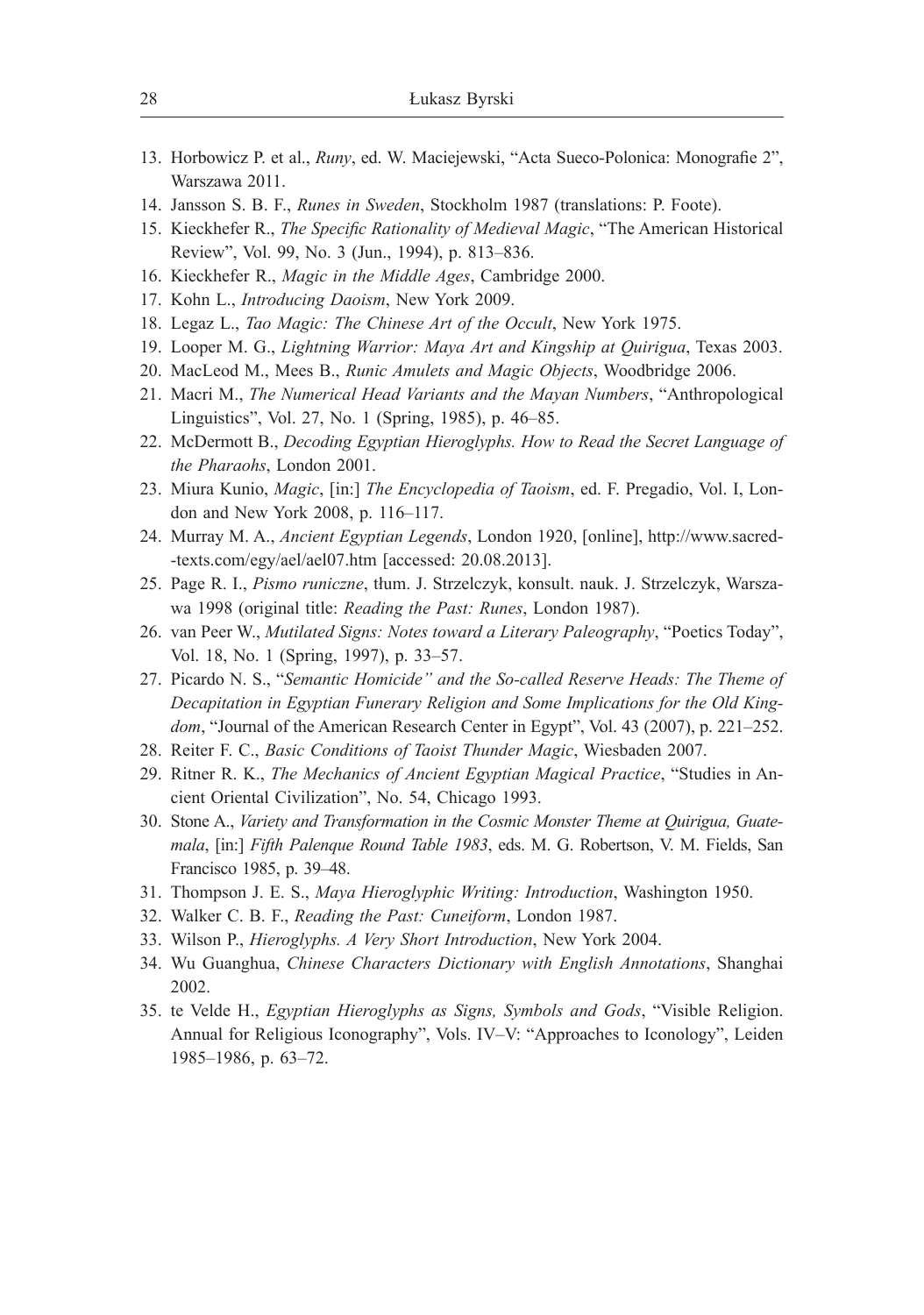13. Horbowicz P. et al., *Runy*, ed. W. Maciejewski, "Acta Sueco-Polonica: Monografie 2", Warszawa 2011.
14. Jansson S. B. F., *Runes in Sweden*, Stockholm 1987 (translations: P. Foote).
15. Kieckhefer R., *The Specific Rationality of Medieval Magic*, "The American Historical Review", Vol. 99, No. 3 (Jun., 1994), p. 813–836.
16. Kieckhefer R., *Magic in the Middle Ages*, Cambridge 2000.
17. Kohn L., *Introducing Daoism*, New York 2009.
18. Legaz L., *Tao Magic: The Chinese Art of the Occult*, New York 1975.
19. Looper M. G., *Lightning Warrior: Maya Art and Kingship at Quirigua*, Texas 2003.
20. MacLeod M., Mees B., *Runic Amulets and Magic Objects*, Woodbridge 2006.
21. Macri M., *The Numerical Head Variants and the Mayan Numbers*, "Anthropological Linguistics", Vol. 27, No. 1 (Spring, 1985), p. 46–85.
22. McDermott B., *Decoding Egyptian Hieroglyphs. How to Read the Secret Language of the Pharaohs*, London 2001.
23. Miura Kunio, *Magic*, [in:] *The Encyclopedia of Taoism*, ed. F. Pregadio, Vol. I, London and New York 2008, p. 116–117.
24. Murray M. A., *Ancient Egyptian Legends*, London 1920, [online], http://www.sacred-texts.com/egy/ael/ael07.htm [accessed: 20.08.2013].
25. Page R. I., *Pismo runiczne*, tłum. J. Strzelczyk, konsult. nauk. J. Strzelczyk, Warszawa 1998 (original title: *Reading the Past: Runes*, London 1987).
26. van Peer W., *Mutilated Signs: Notes toward a Literary Paleography*, "Poetics Today", Vol. 18, No. 1 (Spring, 1997), p. 33–57.
27. Picardo N. S., "*Semantic Homicide" and the So-called Reserve Heads: The Theme of Decapitation in Egyptian Funerary Religion and Some Implications for the Old Kingdom*, "Journal of the American Research Center in Egypt", Vol. 43 (2007), p. 221–252.
28. Reiter F. C., *Basic Conditions of Taoist Thunder Magic*, Wiesbaden 2007.
29. Ritner R. K., *The Mechanics of Ancient Egyptian Magical Practice*, "Studies in Ancient Oriental Civilization", No. 54, Chicago 1993.
30. Stone A., *Variety and Transformation in the Cosmic Monster Theme at Quirigua, Guatemala*, [in:] *Fifth Palenque Round Table 1983*, eds. M. G. Robertson, V. M. Fields, San Francisco 1985, p. 39–48.
31. Thompson J. E. S., *Maya Hieroglyphic Writing: Introduction*, Washington 1950.
32. Walker C. B. F., *Reading the Past: Cuneiform*, London 1987.
33. Wilson P., *Hieroglyphs. A Very Short Introduction*, New York 2004.
34. Wu Guanghua, *Chinese Characters Dictionary with English Annotations*, Shanghai 2002.
35. te Velde H., *Egyptian Hieroglyphs as Signs, Symbols and Gods*, "Visible Religion. Annual for Religious Iconography", Vols. IV–V: "Approaches to Iconology", Leiden 1985–1986, p. 63–72.